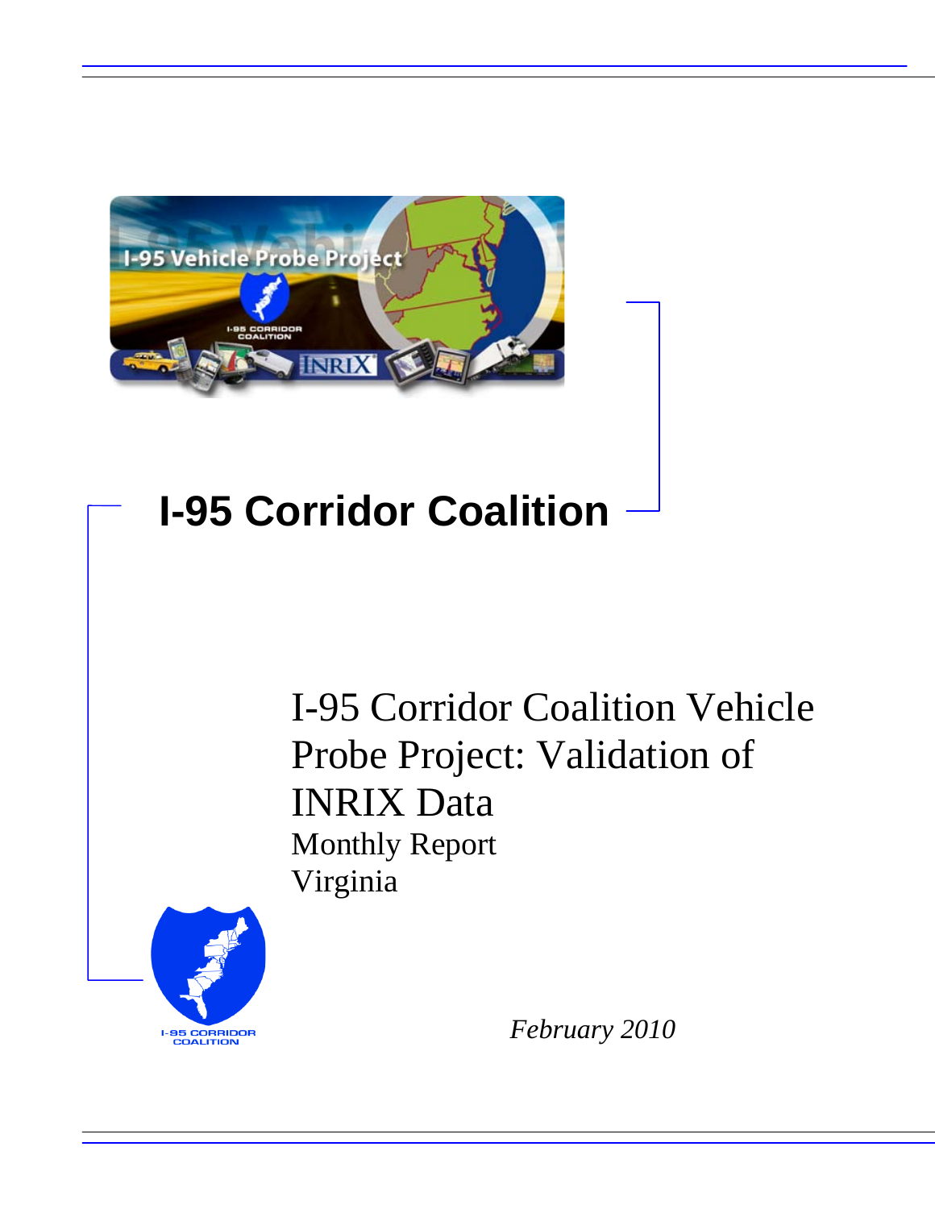# I-95 Corridor Coalition

## I-95 Corridor Coalition Vehicle Probe Project: Validation of INRIX Data

Monthly Report

Virginia

*February 2010*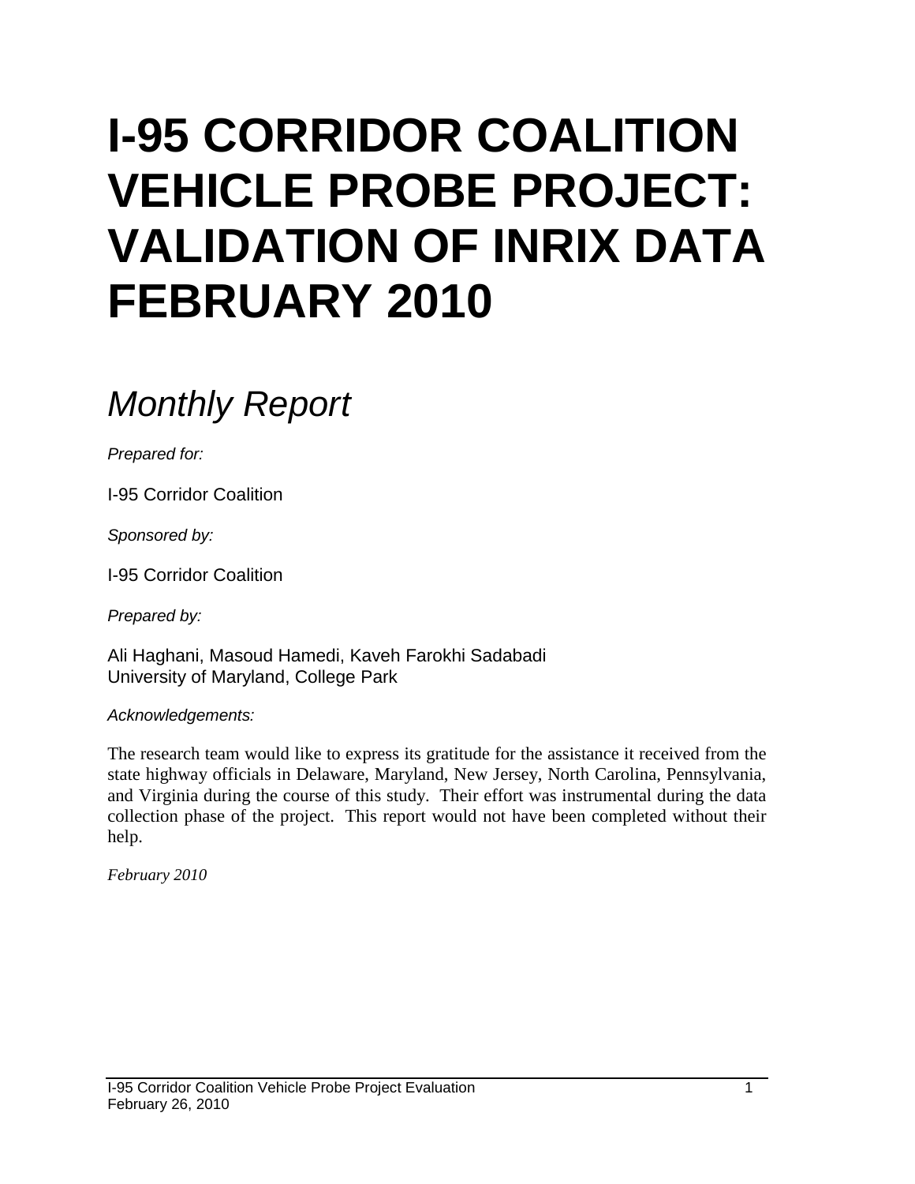# I-95 CORRIDOR COALITION VEHICLE PROBE PROJECT: VALIDATION OF INRIX DATA FEBRUARY 2010

## *Monthly Report*

*Prepared for:*

I-95 Corridor Coalition

*Sponsored by:*

I-95 Corridor Coalition

*Prepared by:*

Ali Haghani, Masoud Hamedi, Kaveh Farokhi Sadabadi
University of Maryland, College Park

*Acknowledgements:*

The research team would like to express its gratitude for the assistance it received from the state highway officials in Delaware, Maryland, New Jersey, North Carolina, Pennsylvania, and Virginia during the course of this study. Their effort was instrumental during the data collection phase of the project. This report would not have been completed without their help.

*February 2010*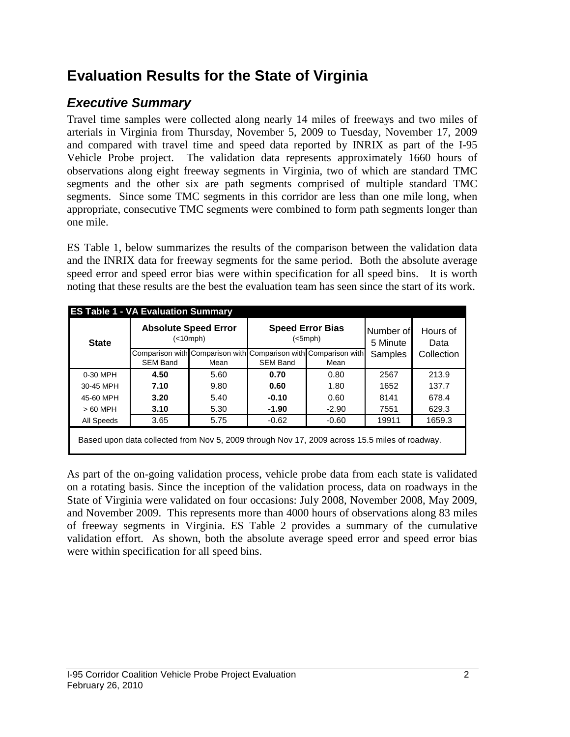// Evaluation Results for the State of Virginia

## Executive Summary

Travel time samples were collected along nearly 14 miles of freeways and two miles of arterials in Virginia from Thursday, November 5, 2009 to Tuesday, November 17, 2009 and compared with travel time and speed data reported by INRIX as part of the I-95 Vehicle Probe project. The validation data represents approximately 1660 hours of observations along eight freeway segments in Virginia, two of which are standard TMC segments and the other six are path segments comprised of multiple standard TMC segments. Since some TMC segments in this corridor are less than one mile long, when appropriate, consecutive TMC segments were combined to form path segments longer than one mile.

ES Table 1, below summarizes the results of the comparison between the validation data and the INRIX data for freeway segments for the same period. Both the absolute average speed error and speed error bias were within specification for all speed bins. It is worth noting that these results are the best the evaluation team has seen since the start of its work.

**ES Table 1 - VA Evaluation Summary**

| State | Absolute Speed Error (<10mph) | | Speed Error Bias (<5mph) | | Number of 5 Minute Samples | Hours of Data Collection |
|---|---|---|---|---|---|---|
| | Comparison with SEM Band | Comparison with Mean | Comparison with SEM Band | Comparison with Mean | | |
| 0-30 MPH | **4.50** | 5.60 | **0.70** | 0.80 | 2567 | 213.9 |
| 30-45 MPH | **7.10** | 9.80 | **0.60** | 1.80 | 1652 | 137.7 |
| 45-60 MPH | **3.20** | 5.40 | **-0.10** | 0.60 | 8141 | 678.4 |
| > 60 MPH | **3.10** | 5.30 | **-1.90** | -2.90 | 7551 | 629.3 |
| All Speeds | 3.65 | 5.75 | -0.62 | -0.60 | 19911 | 1659.3 |

Based upon data collected from Nov 5, 2009 through Nov 17, 2009 across 15.5 miles of roadway.

As part of the on-going validation process, vehicle probe data from each state is validated on a rotating basis. Since the inception of the validation process, data on roadways in the State of Virginia were validated on four occasions: July 2008, November 2008, May 2009, and November 2009. This represents more than 4000 hours of observations along 83 miles of freeway segments in Virginia. ES Table 2 provides a summary of the cumulative validation effort. As shown, both the absolute average speed error and speed error bias were within specification for all speed bins.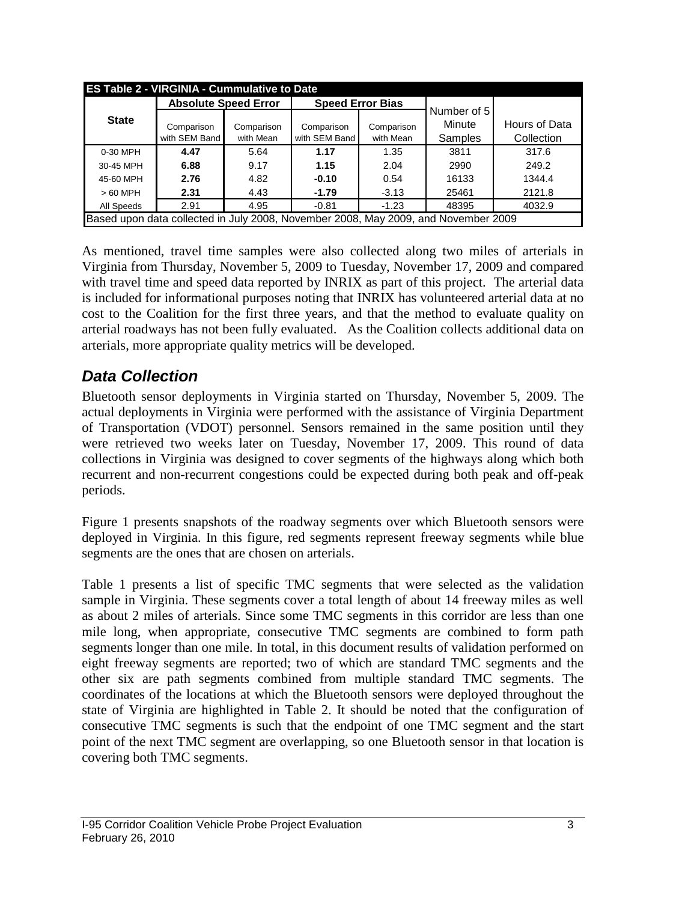| ES Table 2 - VIRGINIA - Cummulative to Date | | | | | | |
|---|---|---|---|---|---|---|
| **State** | **Absolute Speed Error** | | **Speed Error Bias** | | Number of 5 Minute Samples | Hours of Data Collection |
| | Comparison with SEM Band | Comparison with Mean | Comparison with SEM Band | Comparison with Mean | | |
| 0-30 MPH | **4.47** | 5.64 | **1.17** | 1.35 | 3811 | 317.6 |
| 30-45 MPH | **6.88** | 9.17 | **1.15** | 2.04 | 2990 | 249.2 |
| 45-60 MPH | **2.76** | 4.82 | **-0.10** | 0.54 | 16133 | 1344.4 |
| > 60 MPH | **2.31** | 4.43 | **-1.79** | -3.13 | 25461 | 2121.8 |
| All Speeds | 2.91 | 4.95 | -0.81 | -1.23 | 48395 | 4032.9 |
| Based upon data collected in July 2008, November 2008, May 2009, and November 2009 | | | | | | |

As mentioned, travel time samples were also collected along two miles of arterials in Virginia from Thursday, November 5, 2009 to Tuesday, November 17, 2009 and compared with travel time and speed data reported by INRIX as part of this project. The arterial data is included for informational purposes noting that INRIX has volunteered arterial data at no cost to the Coalition for the first three years, and that the method to evaluate quality on arterial roadways has not been fully evaluated. As the Coalition collects additional data on arterials, more appropriate quality metrics will be developed.

## *Data Collection*

Bluetooth sensor deployments in Virginia started on Thursday, November 5, 2009. The actual deployments in Virginia were performed with the assistance of Virginia Department of Transportation (VDOT) personnel. Sensors remained in the same position until they were retrieved two weeks later on Tuesday, November 17, 2009. This round of data collections in Virginia was designed to cover segments of the highways along which both recurrent and non-recurrent congestions could be expected during both peak and off-peak periods.

Figure 1 presents snapshots of the roadway segments over which Bluetooth sensors were deployed in Virginia. In this figure, red segments represent freeway segments while blue segments are the ones that are chosen on arterials.

Table 1 presents a list of specific TMC segments that were selected as the validation sample in Virginia. These segments cover a total length of about 14 freeway miles as well as about 2 miles of arterials. Since some TMC segments in this corridor are less than one mile long, when appropriate, consecutive TMC segments are combined to form path segments longer than one mile. In total, in this document results of validation performed on eight freeway segments are reported; two of which are standard TMC segments and the other six are path segments combined from multiple standard TMC segments. The coordinates of the locations at which the Bluetooth sensors were deployed throughout the state of Virginia are highlighted in Table 2. It should be noted that the configuration of consecutive TMC segments is such that the endpoint of one TMC segment and the start point of the next TMC segment are overlapping, so one Bluetooth sensor in that location is covering both TMC segments.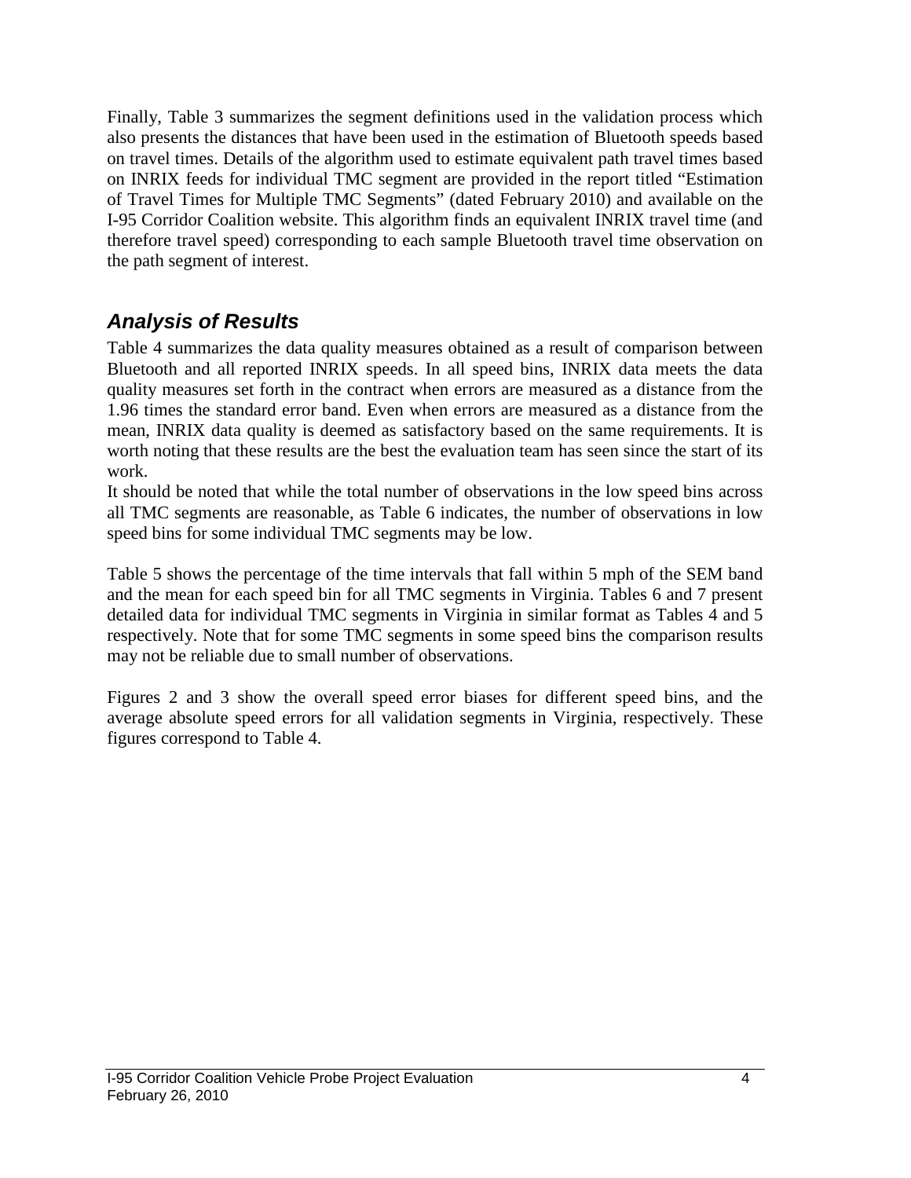Finally, Table 3 summarizes the segment definitions used in the validation process which also presents the distances that have been used in the estimation of Bluetooth speeds based on travel times. Details of the algorithm used to estimate equivalent path travel times based on INRIX feeds for individual TMC segment are provided in the report titled "Estimation of Travel Times for Multiple TMC Segments" (dated February 2010) and available on the I-95 Corridor Coalition website. This algorithm finds an equivalent INRIX travel time (and therefore travel speed) corresponding to each sample Bluetooth travel time observation on the path segment of interest.

## *Analysis of Results*

Table 4 summarizes the data quality measures obtained as a result of comparison between Bluetooth and all reported INRIX speeds. In all speed bins, INRIX data meets the data quality measures set forth in the contract when errors are measured as a distance from the 1.96 times the standard error band. Even when errors are measured as a distance from the mean, INRIX data quality is deemed as satisfactory based on the same requirements. It is worth noting that these results are the best the evaluation team has seen since the start of its work.

It should be noted that while the total number of observations in the low speed bins across all TMC segments are reasonable, as Table 6 indicates, the number of observations in low speed bins for some individual TMC segments may be low.

Table 5 shows the percentage of the time intervals that fall within 5 mph of the SEM band and the mean for each speed bin for all TMC segments in Virginia. Tables 6 and 7 present detailed data for individual TMC segments in Virginia in similar format as Tables 4 and 5 respectively. Note that for some TMC segments in some speed bins the comparison results may not be reliable due to small number of observations.

Figures 2 and 3 show the overall speed error biases for different speed bins, and the average absolute speed errors for all validation segments in Virginia, respectively. These figures correspond to Table 4.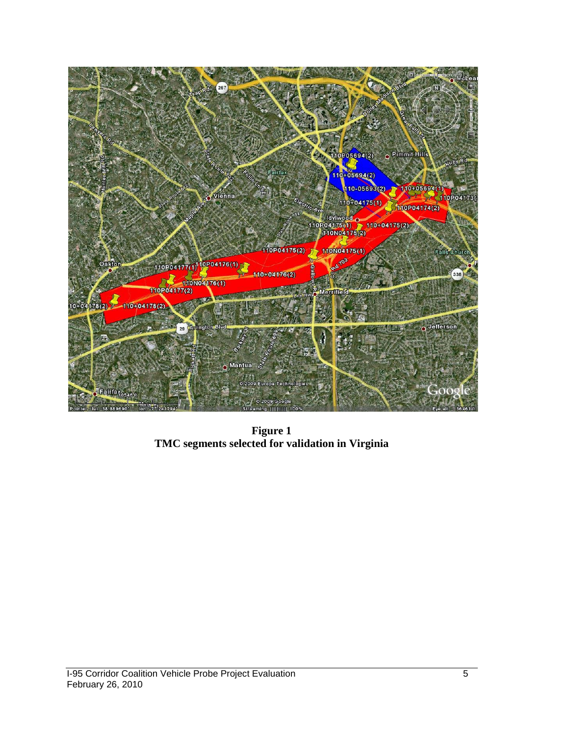**Figure 1**
**TMC segments selected for validation in Virginia**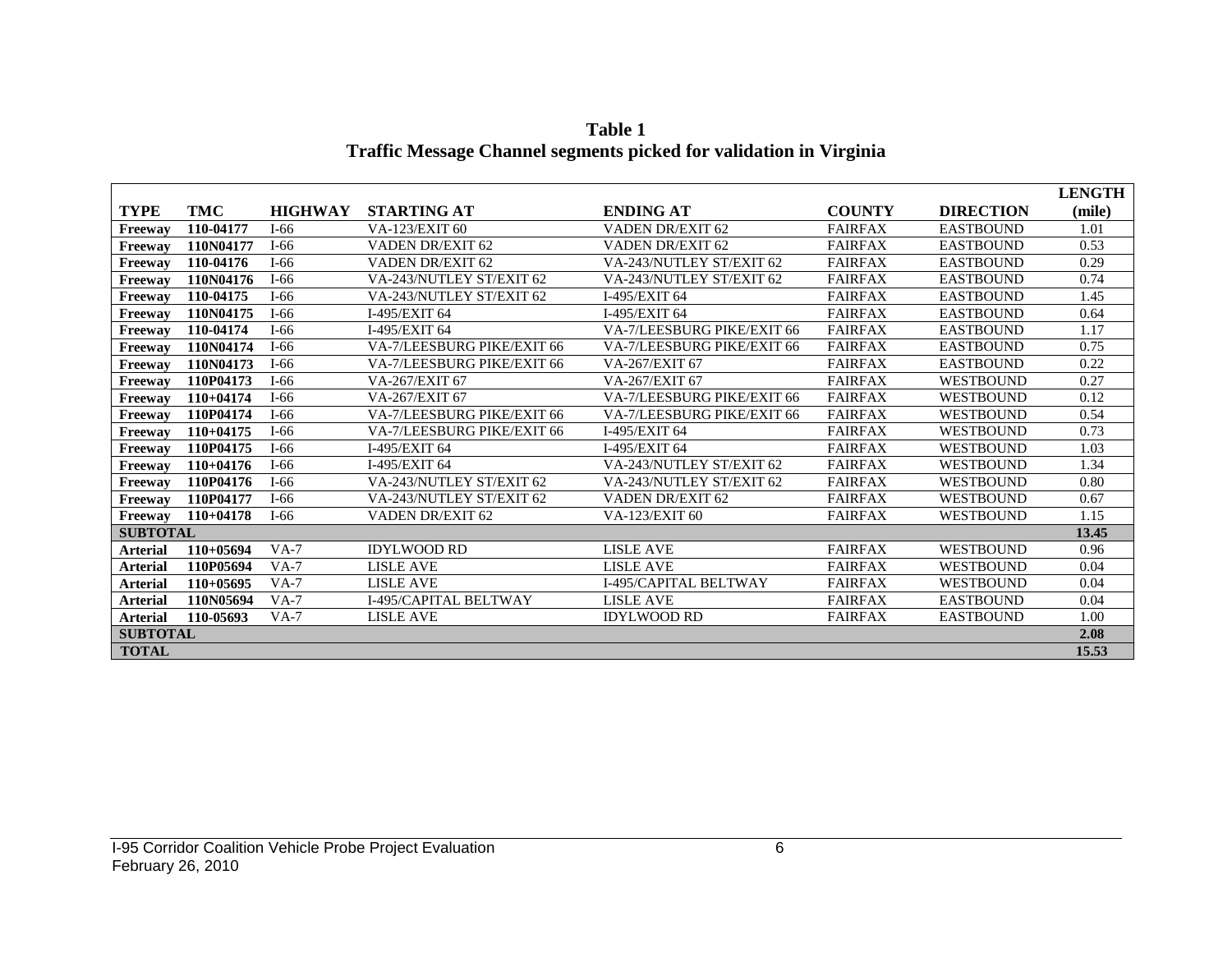**Table 1**
**Traffic Message Channel segments picked for validation in Virginia**

| TYPE | TMC | HIGHWAY | STARTING AT | ENDING AT | COUNTY | DIRECTION | LENGTH (mile) |
|---|---|---|---|---|---|---|---|
| **Freeway** | **110-04177** | I-66 | VA-123/EXIT 60 | VADEN DR/EXIT 62 | FAIRFAX | EASTBOUND | 1.01 |
| **Freeway** | **110N04177** | I-66 | VADEN DR/EXIT 62 | VADEN DR/EXIT 62 | FAIRFAX | EASTBOUND | 0.53 |
| **Freeway** | **110-04176** | I-66 | VADEN DR/EXIT 62 | VA-243/NUTLEY ST/EXIT 62 | FAIRFAX | EASTBOUND | 0.29 |
| **Freeway** | **110N04176** | I-66 | VA-243/NUTLEY ST/EXIT 62 | VA-243/NUTLEY ST/EXIT 62 | FAIRFAX | EASTBOUND | 0.74 |
| **Freeway** | **110-04175** | I-66 | VA-243/NUTLEY ST/EXIT 62 | I-495/EXIT 64 | FAIRFAX | EASTBOUND | 1.45 |
| **Freeway** | **110N04175** | I-66 | I-495/EXIT 64 | I-495/EXIT 64 | FAIRFAX | EASTBOUND | 0.64 |
| **Freeway** | **110-04174** | I-66 | I-495/EXIT 64 | VA-7/LEESBURG PIKE/EXIT 66 | FAIRFAX | EASTBOUND | 1.17 |
| **Freeway** | **110N04174** | I-66 | VA-7/LEESBURG PIKE/EXIT 66 | VA-7/LEESBURG PIKE/EXIT 66 | FAIRFAX | EASTBOUND | 0.75 |
| **Freeway** | **110N04173** | I-66 | VA-7/LEESBURG PIKE/EXIT 66 | VA-267/EXIT 67 | FAIRFAX | EASTBOUND | 0.22 |
| **Freeway** | **110P04173** | I-66 | VA-267/EXIT 67 | VA-267/EXIT 67 | FAIRFAX | WESTBOUND | 0.27 |
| **Freeway** | **110+04174** | I-66 | VA-267/EXIT 67 | VA-7/LEESBURG PIKE/EXIT 66 | FAIRFAX | WESTBOUND | 0.12 |
| **Freeway** | **110P04174** | I-66 | VA-7/LEESBURG PIKE/EXIT 66 | VA-7/LEESBURG PIKE/EXIT 66 | FAIRFAX | WESTBOUND | 0.54 |
| **Freeway** | **110+04175** | I-66 | VA-7/LEESBURG PIKE/EXIT 66 | I-495/EXIT 64 | FAIRFAX | WESTBOUND | 0.73 |
| **Freeway** | **110P04175** | I-66 | I-495/EXIT 64 | I-495/EXIT 64 | FAIRFAX | WESTBOUND | 1.03 |
| **Freeway** | **110+04176** | I-66 | I-495/EXIT 64 | VA-243/NUTLEY ST/EXIT 62 | FAIRFAX | WESTBOUND | 1.34 |
| **Freeway** | **110P04176** | I-66 | VA-243/NUTLEY ST/EXIT 62 | VA-243/NUTLEY ST/EXIT 62 | FAIRFAX | WESTBOUND | 0.80 |
| **Freeway** | **110P04177** | I-66 | VA-243/NUTLEY ST/EXIT 62 | VADEN DR/EXIT 62 | FAIRFAX | WESTBOUND | 0.67 |
| **Freeway** | **110+04178** | I-66 | VADEN DR/EXIT 62 | VA-123/EXIT 60 | FAIRFAX | WESTBOUND | 1.15 |
| **SUBTOTAL** | | | | | | | **13.45** |
| **Arterial** | **110+05694** | VA-7 | IDYLWOOD RD | LISLE AVE | FAIRFAX | WESTBOUND | 0.96 |
| **Arterial** | **110P05694** | VA-7 | LISLE AVE | LISLE AVE | FAIRFAX | WESTBOUND | 0.04 |
| **Arterial** | **110+05695** | VA-7 | LISLE AVE | I-495/CAPITAL BELTWAY | FAIRFAX | WESTBOUND | 0.04 |
| **Arterial** | **110N05694** | VA-7 | I-495/CAPITAL BELTWAY | LISLE AVE | FAIRFAX | EASTBOUND | 0.04 |
| **Arterial** | **110-05693** | VA-7 | LISLE AVE | IDYLWOOD RD | FAIRFAX | EASTBOUND | 1.00 |
| **SUBTOTAL** | | | | | | | **2.08** |
| **TOTAL** | | | | | | | **15.53** |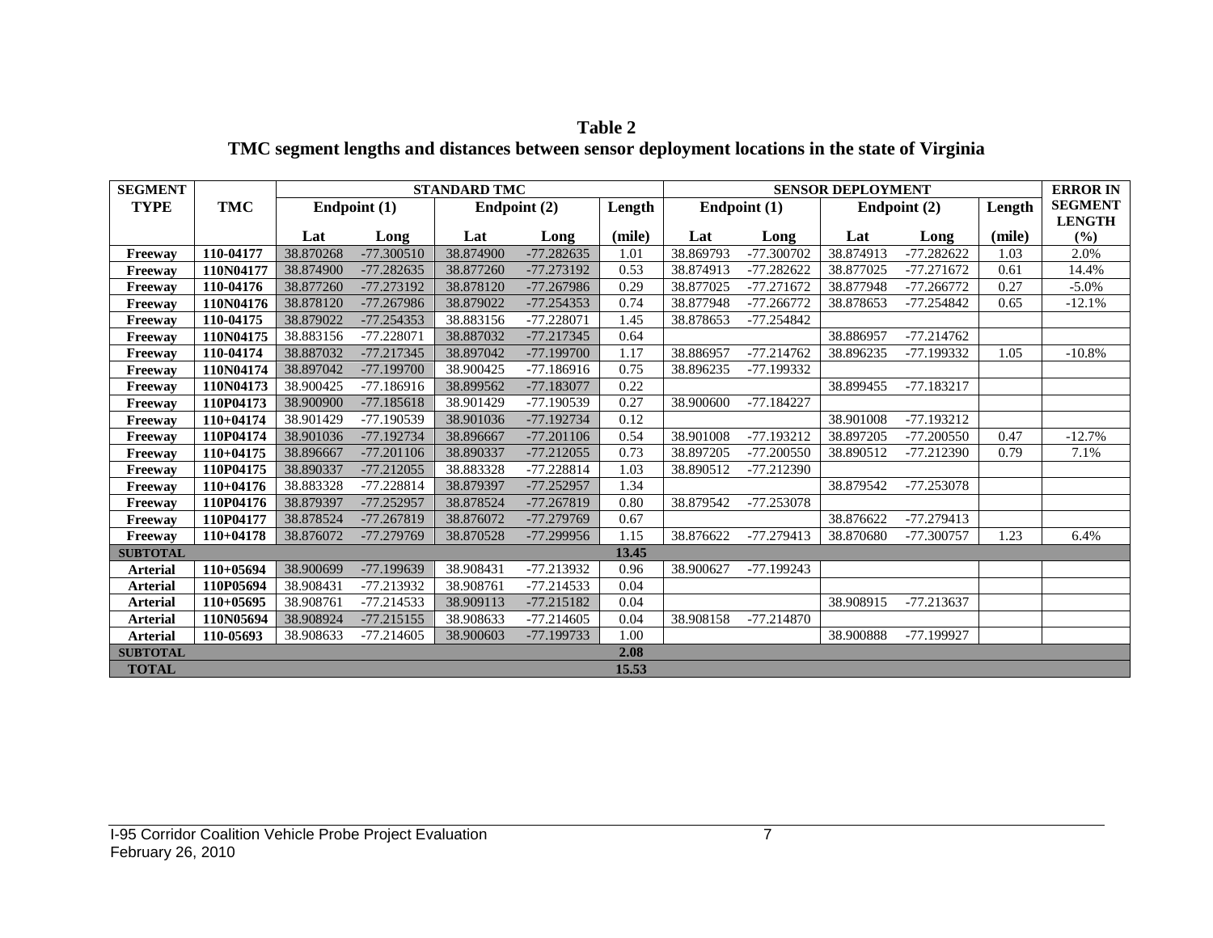**Table 2**
**TMC segment lengths and distances between sensor deployment locations in the state of Virginia**

| SEGMENT TYPE | TMC | STANDARD TMC | | | | | SENSOR DEPLOYMENT | | | | | ERROR IN SEGMENT LENGTH |
|---|---|---|---|---|---|---|---|---|---|---|---|---|
| | | Endpoint (1) | | Endpoint (2) | | Length | Endpoint (1) | | Endpoint (2) | | Length | |
| | | Lat | Long | Lat | Long | (mile) | Lat | Long | Lat | Long | (mile) | (%) |
| Freeway | 110-04177 | 38.870268 | -77.300510 | 38.874900 | -77.282635 | 1.01 | 38.869793 | -77.300702 | 38.874913 | -77.282622 | 1.03 | 2.0% |
| Freeway | 110N04177 | 38.874900 | -77.282635 | 38.877260 | -77.273192 | 0.53 | 38.874913 | -77.282622 | 38.877025 | -77.271672 | 0.61 | 14.4% |
| Freeway | 110-04176 | 38.877260 | -77.273192 | 38.878120 | -77.267986 | 0.29 | 38.877025 | -77.271672 | 38.877948 | -77.266772 | 0.27 | -5.0% |
| Freeway | 110N04176 | 38.878120 | -77.267986 | 38.879022 | -77.254353 | 0.74 | 38.877948 | -77.266772 | 38.878653 | -77.254842 | 0.65 | -12.1% |
| Freeway | 110-04175 | 38.879022 | -77.254353 | 38.883156 | -77.228071 | 1.45 | 38.878653 | -77.254842 | | | | |
| Freeway | 110N04175 | 38.883156 | -77.228071 | 38.887032 | -77.217345 | 0.64 | | | 38.886957 | -77.214762 | | |
| Freeway | 110-04174 | 38.887032 | -77.217345 | 38.897042 | -77.199700 | 1.17 | 38.886957 | -77.214762 | 38.896235 | -77.199332 | 1.05 | -10.8% |
| Freeway | 110N04174 | 38.897042 | -77.199700 | 38.900425 | -77.186916 | 0.75 | 38.896235 | -77.199332 | | | | |
| Freeway | 110N04173 | 38.900425 | -77.186916 | 38.899562 | -77.183077 | 0.22 | | | 38.899455 | -77.183217 | | |
| Freeway | 110P04173 | 38.900900 | -77.185618 | 38.901429 | -77.190539 | 0.27 | 38.900600 | -77.184227 | | | | |
| Freeway | 110+04174 | 38.901429 | -77.190539 | 38.901036 | -77.192734 | 0.12 | | | 38.901008 | -77.193212 | | |
| Freeway | 110P04174 | 38.901036 | -77.192734 | 38.896667 | -77.201106 | 0.54 | 38.901008 | -77.193212 | 38.897205 | -77.200550 | 0.47 | -12.7% |
| Freeway | 110+04175 | 38.896667 | -77.201106 | 38.890337 | -77.212055 | 0.73 | 38.897205 | -77.200550 | 38.890512 | -77.212390 | 0.79 | 7.1% |
| Freeway | 110P04175 | 38.890337 | -77.212055 | 38.883328 | -77.228814 | 1.03 | 38.890512 | -77.212390 | | | | |
| Freeway | 110+04176 | 38.883328 | -77.228814 | 38.879397 | -77.252957 | 1.34 | | | 38.879542 | -77.253078 | | |
| Freeway | 110P04176 | 38.879397 | -77.252957 | 38.878524 | -77.267819 | 0.80 | 38.879542 | -77.253078 | | | | |
| Freeway | 110P04177 | 38.878524 | -77.267819 | 38.876072 | -77.279769 | 0.67 | | | 38.876622 | -77.279413 | | |
| Freeway | 110+04178 | 38.876072 | -77.279769 | 38.870528 | -77.299956 | 1.15 | 38.876622 | -77.279413 | 38.870680 | -77.300757 | 1.23 | 6.4% |
| SUBTOTAL | | | | | | 13.45 | | | | | | |
| Arterial | 110+05694 | 38.900699 | -77.199639 | 38.908431 | -77.213932 | 0.96 | 38.900627 | -77.199243 | | | | |
| Arterial | 110P05694 | 38.908431 | -77.213932 | 38.908761 | -77.214533 | 0.04 | | | | | | |
| Arterial | 110+05695 | 38.908761 | -77.214533 | 38.909113 | -77.215182 | 0.04 | | | 38.908915 | -77.213637 | | |
| Arterial | 110N05694 | 38.908924 | -77.215155 | 38.908633 | -77.214605 | 0.04 | 38.908158 | -77.214870 | | | | |
| Arterial | 110-05693 | 38.908633 | -77.214605 | 38.900603 | -77.199733 | 1.00 | | | 38.900888 | -77.199927 | | |
| SUBTOTAL | | | | | | 2.08 | | | | | | |
| TOTAL | | | | | | 15.53 | | | | | | |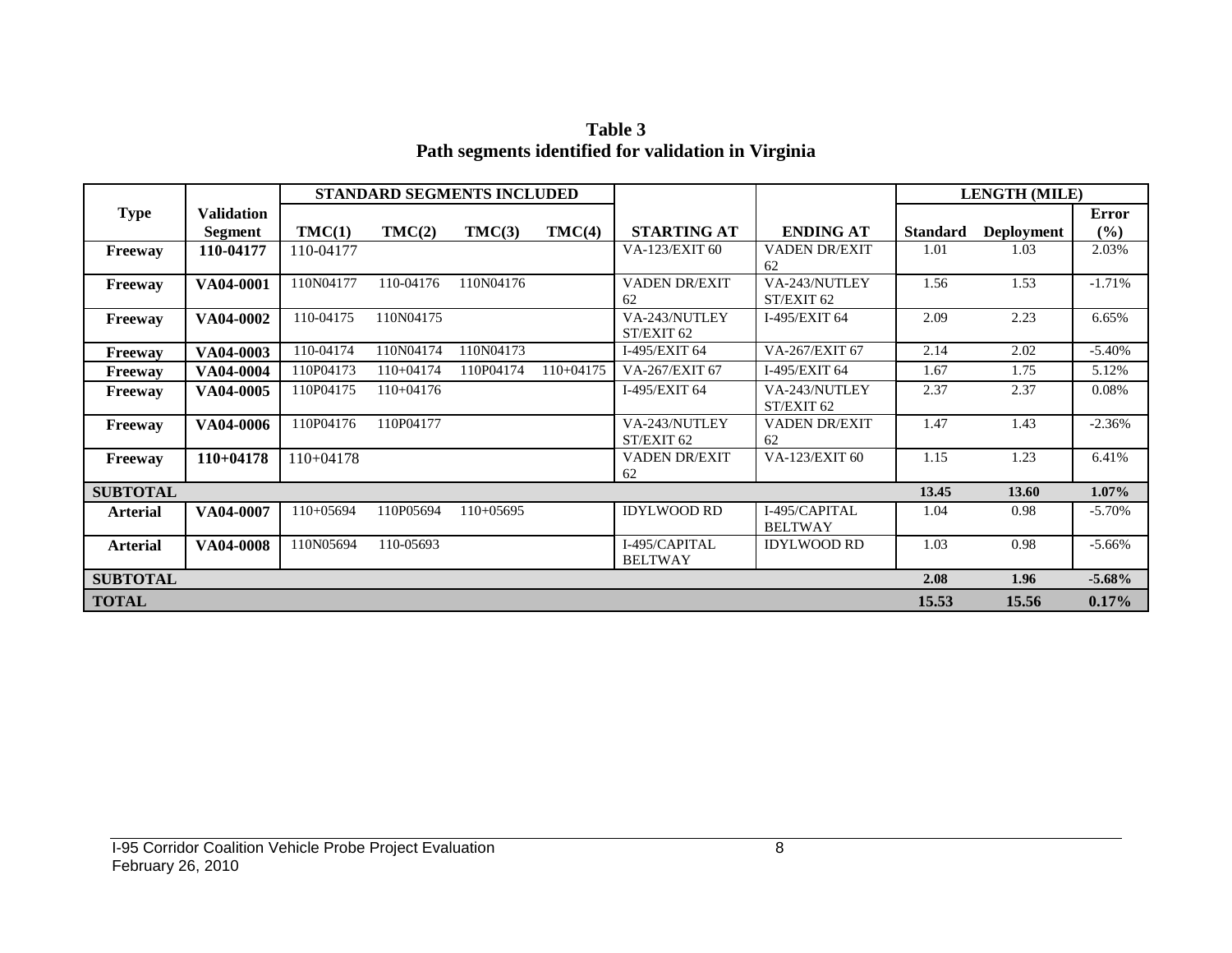**Table 3**
**Path segments identified for validation in Virginia**

| Type | Validation Segment | STANDARD SEGMENTS INCLUDED | | | | STARTING AT | ENDING AT | LENGTH (MILE) | | |
|---|---|---|---|---|---|---|---|---|---|---|
| | | TMC(1) | TMC(2) | TMC(3) | TMC(4) | | | Standard | Deployment | Error (%) |
| **Freeway** | **110-04177** | 110-04177 | | | | VA-123/EXIT 60 | VADEN DR/EXIT 62 | 1.01 | 1.03 | 2.03% |
| **Freeway** | **VA04-0001** | 110N04177 | 110-04176 | 110N04176 | | VADEN DR/EXIT 62 | VA-243/NUTLEY ST/EXIT 62 | 1.56 | 1.53 | -1.71% |
| **Freeway** | **VA04-0002** | 110-04175 | 110N04175 | | | VA-243/NUTLEY ST/EXIT 62 | I-495/EXIT 64 | 2.09 | 2.23 | 6.65% |
| **Freeway** | **VA04-0003** | 110-04174 | 110N04174 | 110N04173 | | I-495/EXIT 64 | VA-267/EXIT 67 | 2.14 | 2.02 | -5.40% |
| **Freeway** | **VA04-0004** | 110P04173 | 110+04174 | 110P04174 | 110+04175 | VA-267/EXIT 67 | I-495/EXIT 64 | 1.67 | 1.75 | 5.12% |
| **Freeway** | **VA04-0005** | 110P04175 | 110+04176 | | | I-495/EXIT 64 | VA-243/NUTLEY ST/EXIT 62 | 2.37 | 2.37 | 0.08% |
| **Freeway** | **VA04-0006** | 110P04176 | 110P04177 | | | VA-243/NUTLEY ST/EXIT 62 | VADEN DR/EXIT 62 | 1.47 | 1.43 | -2.36% |
| **Freeway** | **110+04178** | 110+04178 | | | | VADEN DR/EXIT 62 | VA-123/EXIT 60 | 1.15 | 1.23 | 6.41% |
| **SUBTOTAL** | | | | | | | | **13.45** | **13.60** | **1.07%** |
| **Arterial** | **VA04-0007** | 110+05694 | 110P05694 | 110+05695 | | IDYLWOOD RD | I-495/CAPITAL BELTWAY | 1.04 | 0.98 | -5.70% |
| **Arterial** | **VA04-0008** | 110N05694 | 110-05693 | | | I-495/CAPITAL BELTWAY | IDYLWOOD RD | 1.03 | 0.98 | -5.66% |
| **SUBTOTAL** | | | | | | | | **2.08** | **1.96** | **-5.68%** |
| **TOTAL** | | | | | | | | **15.53** | **15.56** | **0.17%** |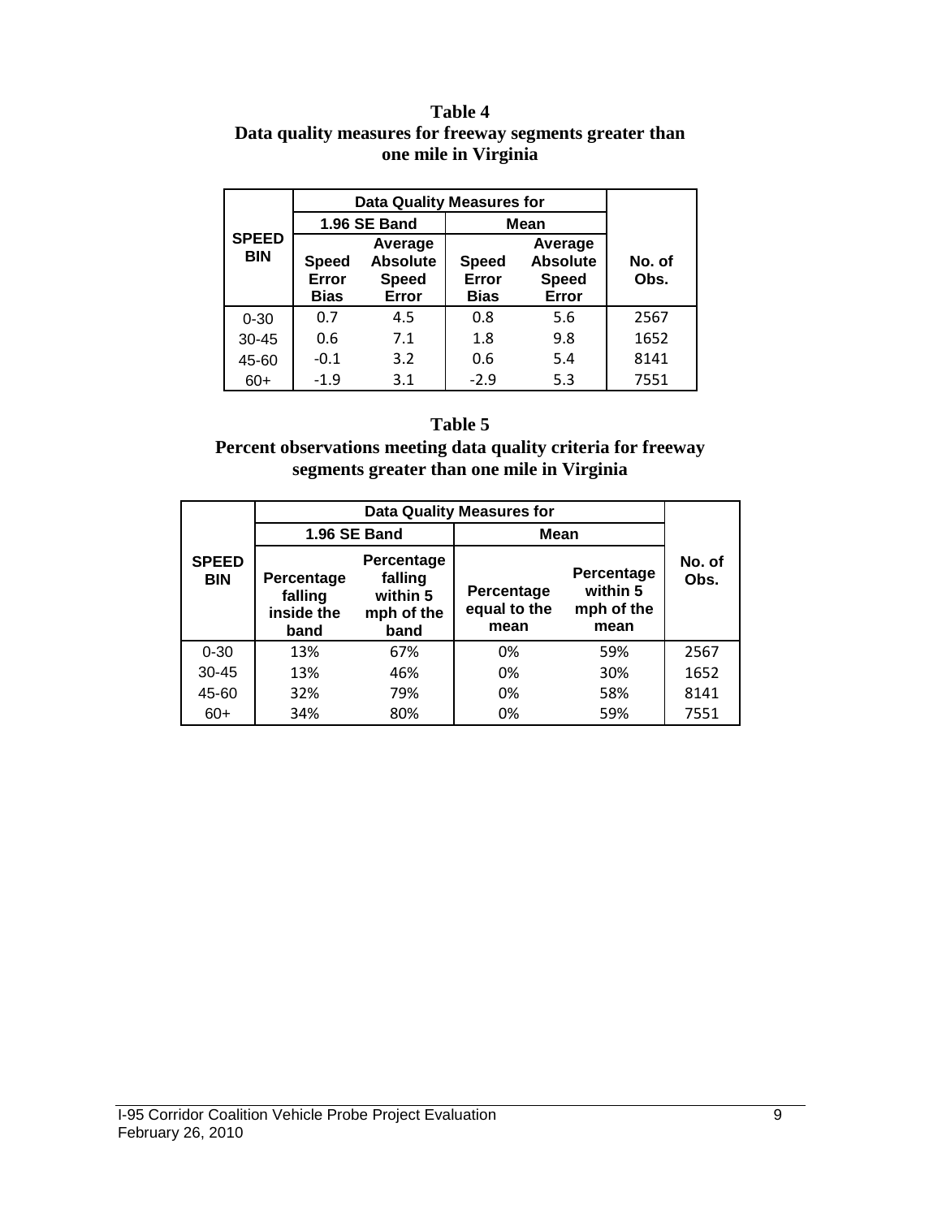**Table 4**
**Data quality measures for freeway segments greater than one mile in Virginia**

| SPEED BIN | Data Quality Measures for | | | | No. of Obs. |
|---|---|---|---|---|---|
| | 1.96 SE Band | | Mean | | |
| | Speed Error Bias | Average Absolute Speed Error | Speed Error Bias | Average Absolute Speed Error | |
| 0-30 | 0.7 | 4.5 | 0.8 | 5.6 | 2567 |
| 30-45 | 0.6 | 7.1 | 1.8 | 9.8 | 1652 |
| 45-60 | -0.1 | 3.2 | 0.6 | 5.4 | 8141 |
| 60+ | -1.9 | 3.1 | -2.9 | 5.3 | 7551 |

**Table 5**
**Percent observations meeting data quality criteria for freeway segments greater than one mile in Virginia**

| SPEED BIN | Data Quality Measures for | | | | No. of Obs. |
|---|---|---|---|---|---|
| | 1.96 SE Band | | Mean | | |
| | Percentage falling inside the band | Percentage falling within 5 mph of the band | Percentage equal to the mean | Percentage within 5 mph of the mean | |
| 0-30 | 13% | 67% | 0% | 59% | 2567 |
| 30-45 | 13% | 46% | 0% | 30% | 1652 |
| 45-60 | 32% | 79% | 0% | 58% | 8141 |
| 60+ | 34% | 80% | 0% | 59% | 7551 |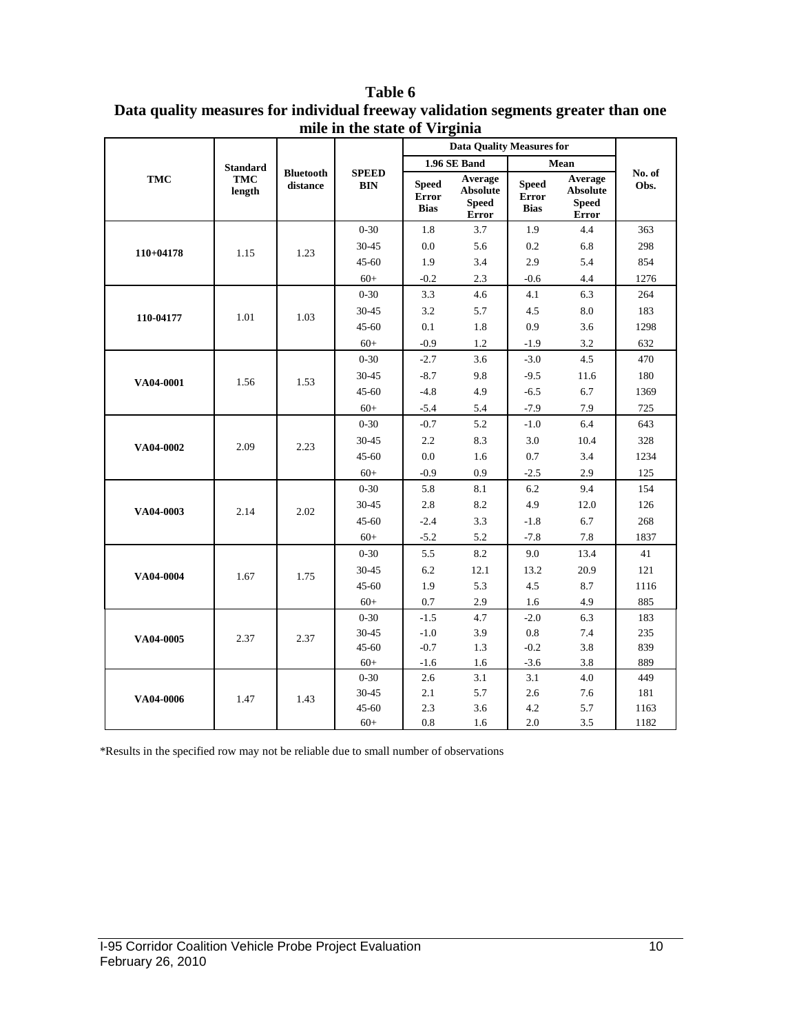**Table 6**
**Data quality measures for individual freeway validation segments greater than one mile in the state of Virginia**

| TMC | Standard TMC length | Bluetooth distance | SPEED BIN | Data Quality Measures for 1.96 SE Band | | Data Quality Measures for Mean | | No. of Obs. |
|---|---|---|---|---|---|---|---|---|
| | | | | Speed Error Bias | Average Absolute Speed Error | Speed Error Bias | Average Absolute Speed Error | |
| 110+04178 | 1.15 | 1.23 | 0-30 | 1.8 | 3.7 | 1.9 | 4.4 | 363 |
| | | | 30-45 | 0.0 | 5.6 | 0.2 | 6.8 | 298 |
| | | | 45-60 | 1.9 | 3.4 | 2.9 | 5.4 | 854 |
| | | | 60+ | -0.2 | 2.3 | -0.6 | 4.4 | 1276 |
| 110-04177 | 1.01 | 1.03 | 0-30 | 3.3 | 4.6 | 4.1 | 6.3 | 264 |
| | | | 30-45 | 3.2 | 5.7 | 4.5 | 8.0 | 183 |
| | | | 45-60 | 0.1 | 1.8 | 0.9 | 3.6 | 1298 |
| | | | 60+ | -0.9 | 1.2 | -1.9 | 3.2 | 632 |
| VA04-0001 | 1.56 | 1.53 | 0-30 | -2.7 | 3.6 | -3.0 | 4.5 | 470 |
| | | | 30-45 | -8.7 | 9.8 | -9.5 | 11.6 | 180 |
| | | | 45-60 | -4.8 | 4.9 | -6.5 | 6.7 | 1369 |
| | | | 60+ | -5.4 | 5.4 | -7.9 | 7.9 | 725 |
| VA04-0002 | 2.09 | 2.23 | 0-30 | -0.7 | 5.2 | -1.0 | 6.4 | 643 |
| | | | 30-45 | 2.2 | 8.3 | 3.0 | 10.4 | 328 |
| | | | 45-60 | 0.0 | 1.6 | 0.7 | 3.4 | 1234 |
| | | | 60+ | -0.9 | 0.9 | -2.5 | 2.9 | 125 |
| VA04-0003 | 2.14 | 2.02 | 0-30 | 5.8 | 8.1 | 6.2 | 9.4 | 154 |
| | | | 30-45 | 2.8 | 8.2 | 4.9 | 12.0 | 126 |
| | | | 45-60 | -2.4 | 3.3 | -1.8 | 6.7 | 268 |
| | | | 60+ | -5.2 | 5.2 | -7.8 | 7.8 | 1837 |
| VA04-0004 | 1.67 | 1.75 | 0-30 | 5.5 | 8.2 | 9.0 | 13.4 | 41 |
| | | | 30-45 | 6.2 | 12.1 | 13.2 | 20.9 | 121 |
| | | | 45-60 | 1.9 | 5.3 | 4.5 | 8.7 | 1116 |
| | | | 60+ | 0.7 | 2.9 | 1.6 | 4.9 | 885 |
| VA04-0005 | 2.37 | 2.37 | 0-30 | -1.5 | 4.7 | -2.0 | 6.3 | 183 |
| | | | 30-45 | -1.0 | 3.9 | 0.8 | 7.4 | 235 |
| | | | 45-60 | -0.7 | 1.3 | -0.2 | 3.8 | 839 |
| | | | 60+ | -1.6 | 1.6 | -3.6 | 3.8 | 889 |
| VA04-0006 | 1.47 | 1.43 | 0-30 | 2.6 | 3.1 | 3.1 | 4.0 | 449 |
| | | | 30-45 | 2.1 | 5.7 | 2.6 | 7.6 | 181 |
| | | | 45-60 | 2.3 | 3.6 | 4.2 | 5.7 | 1163 |
| | | | 60+ | 0.8 | 1.6 | 2.0 | 3.5 | 1182 |

*Results in the specified row may not be reliable due to small number of observations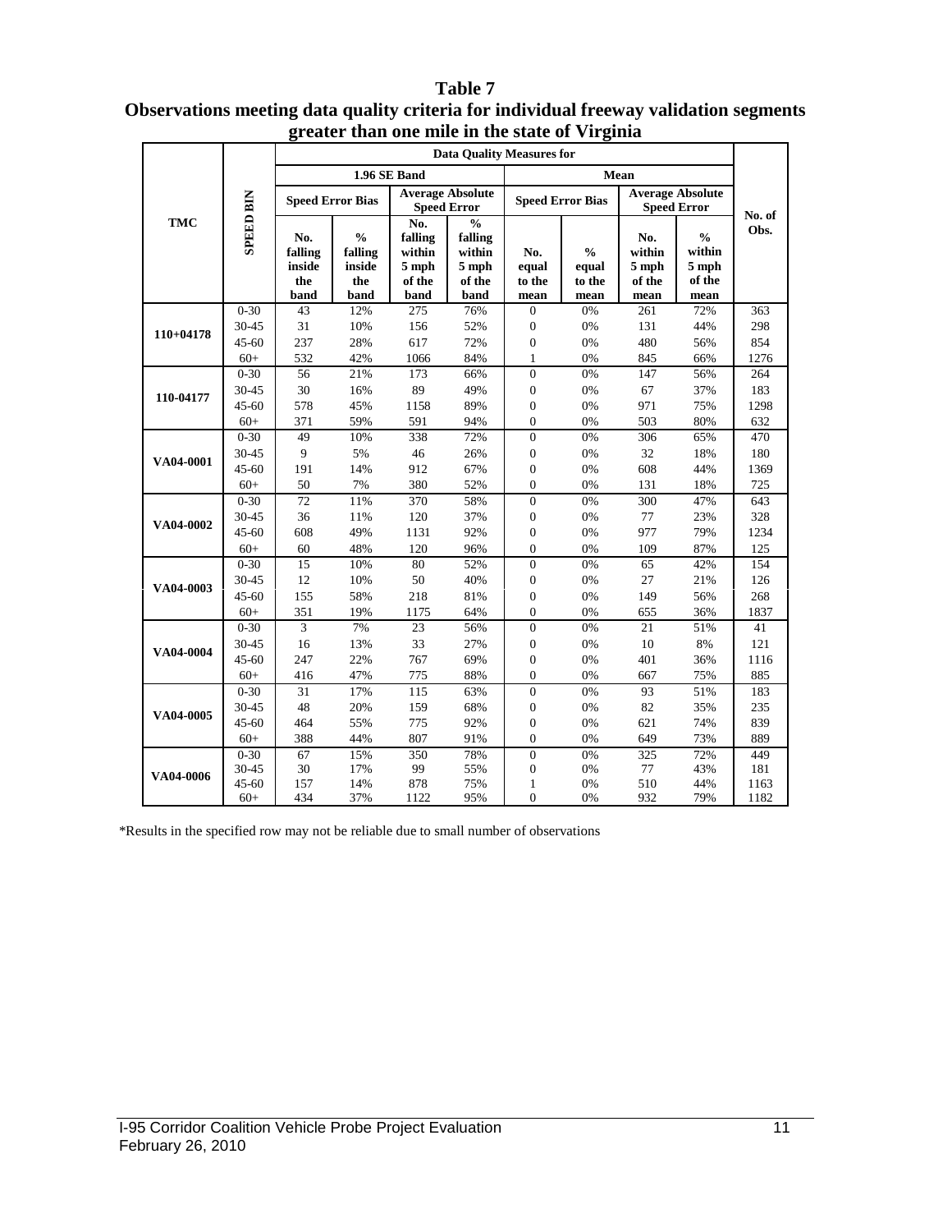**Table 7**
**Observations meeting data quality criteria for individual freeway validation segments greater than one mile in the state of Virginia**

| TMC | SPEED BIN | Data Quality Measures for | | | | | | | | No. of Obs. |
|---|---|---|---|---|---|---|---|---|---|---|
| | | 1.96 SE Band | | | | Mean | | | | |
| | | Speed Error Bias | | Average Absolute Speed Error | | Speed Error Bias | | Average Absolute Speed Error | | |
| | | No. falling inside the band | % falling inside the band | No. falling within 5 mph of the band | % falling within 5 mph of the band | No. equal to the mean | % equal to the mean | No. within 5 mph of the mean | % within 5 mph of the mean | |
| 110+04178 | 0-30 | 43 | 12% | 275 | 76% | 0 | 0% | 261 | 72% | 363 |
| | 30-45 | 31 | 10% | 156 | 52% | 0 | 0% | 131 | 44% | 298 |
| | 45-60 | 237 | 28% | 617 | 72% | 0 | 0% | 480 | 56% | 854 |
| | 60+ | 532 | 42% | 1066 | 84% | 1 | 0% | 845 | 66% | 1276 |
| 110-04177 | 0-30 | 56 | 21% | 173 | 66% | 0 | 0% | 147 | 56% | 264 |
| | 30-45 | 30 | 16% | 89 | 49% | 0 | 0% | 67 | 37% | 183 |
| | 45-60 | 578 | 45% | 1158 | 89% | 0 | 0% | 971 | 75% | 1298 |
| | 60+ | 371 | 59% | 591 | 94% | 0 | 0% | 503 | 80% | 632 |
| VA04-0001 | 0-30 | 49 | 10% | 338 | 72% | 0 | 0% | 306 | 65% | 470 |
| | 30-45 | 9 | 5% | 46 | 26% | 0 | 0% | 32 | 18% | 180 |
| | 45-60 | 191 | 14% | 912 | 67% | 0 | 0% | 608 | 44% | 1369 |
| | 60+ | 50 | 7% | 380 | 52% | 0 | 0% | 131 | 18% | 725 |
| VA04-0002 | 0-30 | 72 | 11% | 370 | 58% | 0 | 0% | 300 | 47% | 643 |
| | 30-45 | 36 | 11% | 120 | 37% | 0 | 0% | 77 | 23% | 328 |
| | 45-60 | 608 | 49% | 1131 | 92% | 0 | 0% | 977 | 79% | 1234 |
| | 60+ | 60 | 48% | 120 | 96% | 0 | 0% | 109 | 87% | 125 |
| VA04-0003 | 0-30 | 15 | 10% | 80 | 52% | 0 | 0% | 65 | 42% | 154 |
| | 30-45 | 12 | 10% | 50 | 40% | 0 | 0% | 27 | 21% | 126 |
| | 45-60 | 155 | 58% | 218 | 81% | 0 | 0% | 149 | 56% | 268 |
| | 60+ | 351 | 19% | 1175 | 64% | 0 | 0% | 655 | 36% | 1837 |
| VA04-0004 | 0-30 | 3 | 7% | 23 | 56% | 0 | 0% | 21 | 51% | 41 |
| | 30-45 | 16 | 13% | 33 | 27% | 0 | 0% | 10 | 8% | 121 |
| | 45-60 | 247 | 22% | 767 | 69% | 0 | 0% | 401 | 36% | 1116 |
| | 60+ | 416 | 47% | 775 | 88% | 0 | 0% | 667 | 75% | 885 |
| VA04-0005 | 0-30 | 31 | 17% | 115 | 63% | 0 | 0% | 93 | 51% | 183 |
| | 30-45 | 48 | 20% | 159 | 68% | 0 | 0% | 82 | 35% | 235 |
| | 45-60 | 464 | 55% | 775 | 92% | 0 | 0% | 621 | 74% | 839 |
| | 60+ | 388 | 44% | 807 | 91% | 0 | 0% | 649 | 73% | 889 |
| VA04-0006 | 0-30 | 67 | 15% | 350 | 78% | 0 | 0% | 325 | 72% | 449 |
| | 30-45 | 30 | 17% | 99 | 55% | 0 | 0% | 77 | 43% | 181 |
| | 45-60 | 157 | 14% | 878 | 75% | 1 | 0% | 510 | 44% | 1163 |
| | 60+ | 434 | 37% | 1122 | 95% | 0 | 0% | 932 | 79% | 1182 |

*Results in the specified row may not be reliable due to small number of observations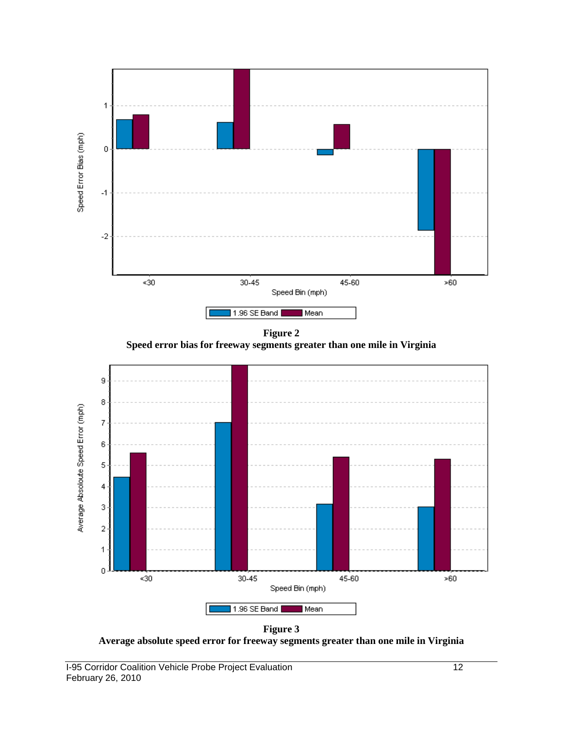**Figure 2**
**Speed error bias for freeway segments greater than one mile in Virginia**

**Figure 3**
**Average absolute speed error for freeway segments greater than one mile in Virginia**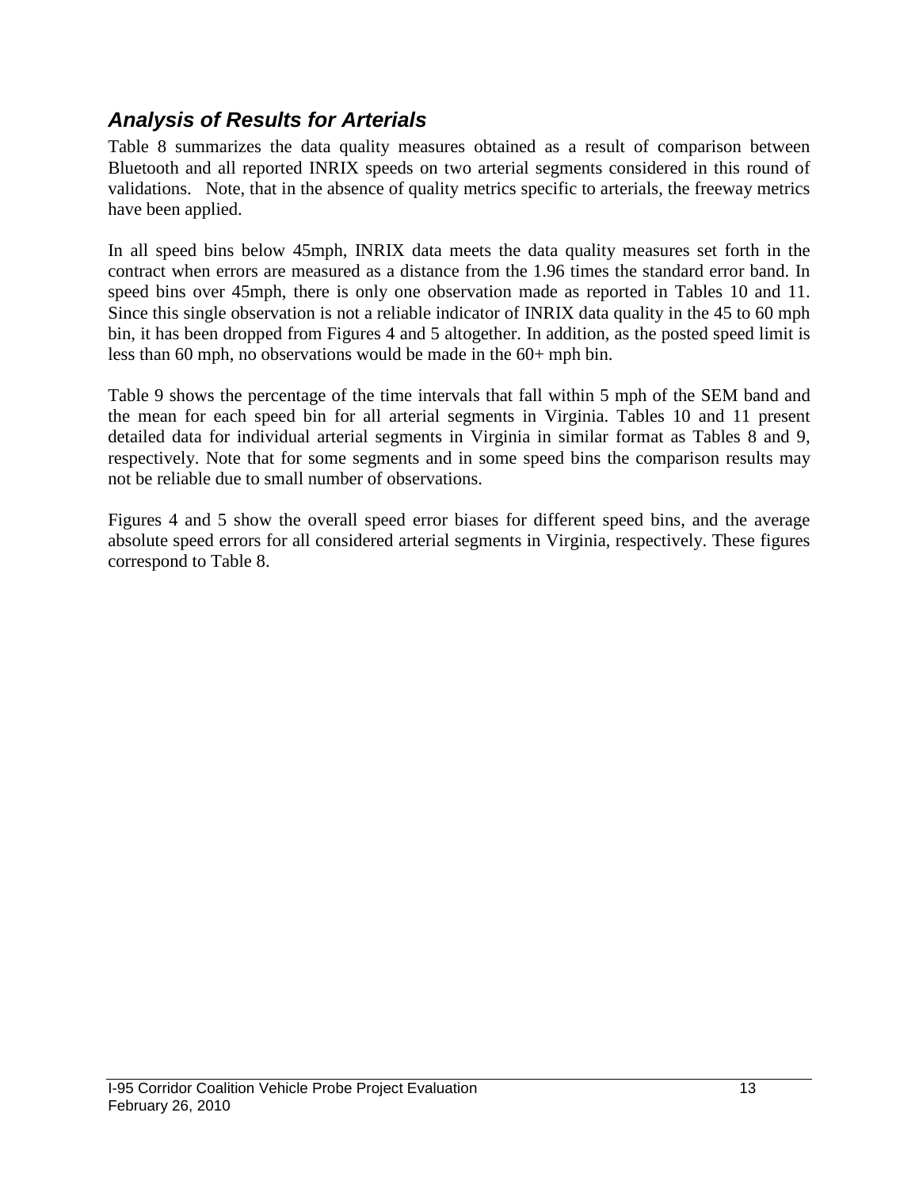### *Analysis of Results for Arterials*

Table 8 summarizes the data quality measures obtained as a result of comparison between Bluetooth and all reported INRIX speeds on two arterial segments considered in this round of validations. Note, that in the absence of quality metrics specific to arterials, the freeway metrics have been applied.

In all speed bins below 45mph, INRIX data meets the data quality measures set forth in the contract when errors are measured as a distance from the 1.96 times the standard error band. In speed bins over 45mph, there is only one observation made as reported in Tables 10 and 11. Since this single observation is not a reliable indicator of INRIX data quality in the 45 to 60 mph bin, it has been dropped from Figures 4 and 5 altogether. In addition, as the posted speed limit is less than 60 mph, no observations would be made in the 60+ mph bin.

Table 9 shows the percentage of the time intervals that fall within 5 mph of the SEM band and the mean for each speed bin for all arterial segments in Virginia. Tables 10 and 11 present detailed data for individual arterial segments in Virginia in similar format as Tables 8 and 9, respectively. Note that for some segments and in some speed bins the comparison results may not be reliable due to small number of observations.

Figures 4 and 5 show the overall speed error biases for different speed bins, and the average absolute speed errors for all considered arterial segments in Virginia, respectively. These figures correspond to Table 8.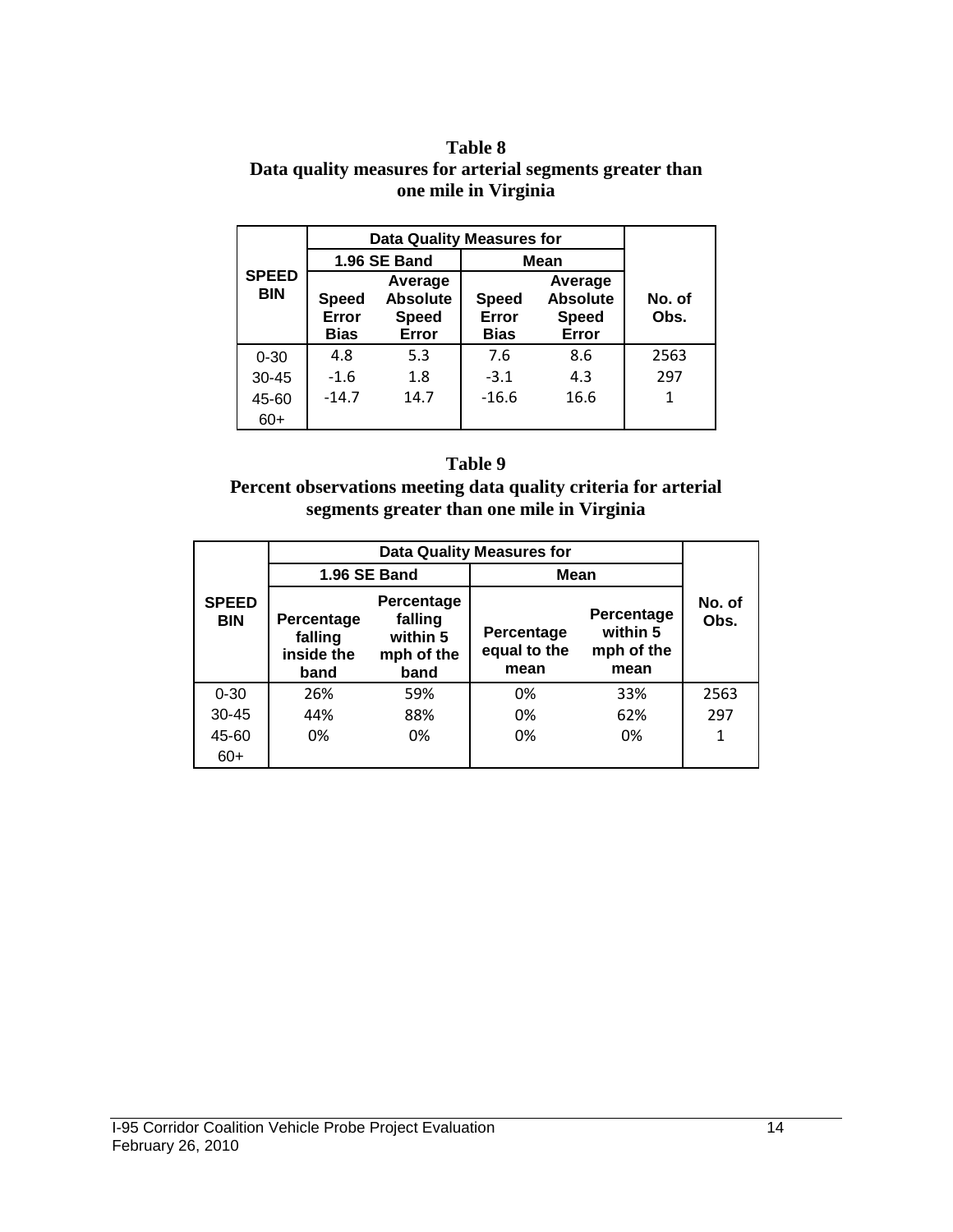**Table 8**
**Data quality measures for arterial segments greater than one mile in Virginia**

| SPEED BIN | Data Quality Measures for | | | | No. of Obs. |
|---|---|---|---|---|---|
| | 1.96 SE Band | | Mean | | |
| | Speed Error Bias | Average Absolute Speed Error | Speed Error Bias | Average Absolute Speed Error | |
| 0-30 | 4.8 | 5.3 | 7.6 | 8.6 | 2563 |
| 30-45 | -1.6 | 1.8 | -3.1 | 4.3 | 297 |
| 45-60 | -14.7 | 14.7 | -16.6 | 16.6 | 1 |
| 60+ | | | | | |

**Table 9**
**Percent observations meeting data quality criteria for arterial segments greater than one mile in Virginia**

| SPEED BIN | Data Quality Measures for | | | | No. of Obs. |
|---|---|---|---|---|---|
| | 1.96 SE Band | | Mean | | |
| | Percentage falling inside the band | Percentage falling within 5 mph of the band | Percentage equal to the mean | Percentage within 5 mph of the mean | |
| 0-30 | 26% | 59% | 0% | 33% | 2563 |
| 30-45 | 44% | 88% | 0% | 62% | 297 |
| 45-60 | 0% | 0% | 0% | 0% | 1 |
| 60+ | | | | | |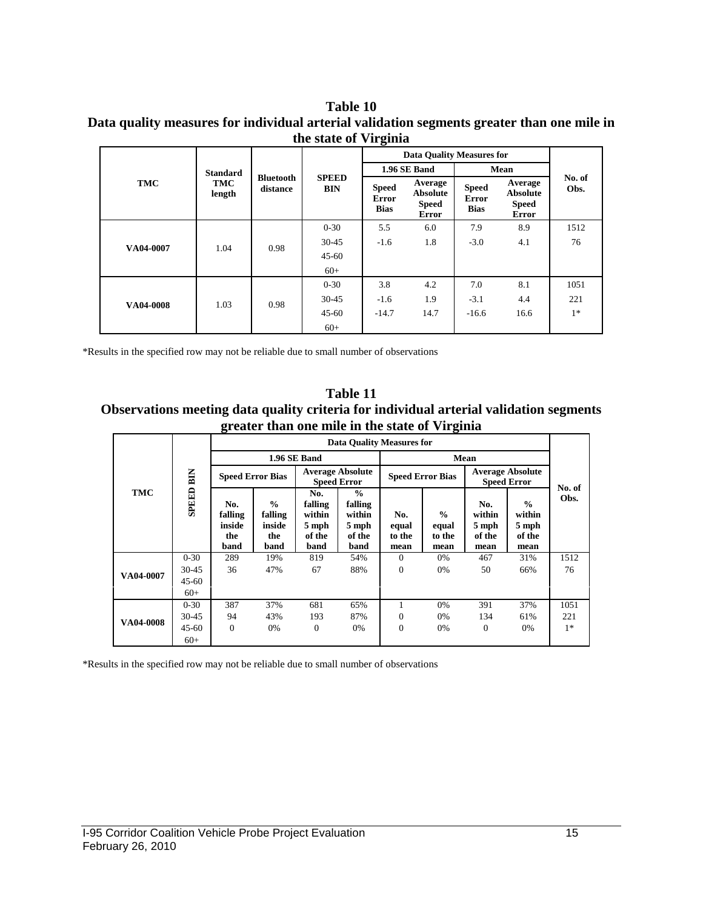**Table 10**
**Data quality measures for individual arterial validation segments greater than one mile in the state of Virginia**

| TMC | Standard TMC length | Bluetooth distance | SPEED BIN | Data Quality Measures for | | | | No. of Obs. |
|---|---|---|---|---|---|---|---|---|
| | | | | 1.96 SE Band | | Mean | | |
| | | | | Speed Error Bias | Average Absolute Speed Error | Speed Error Bias | Average Absolute Speed Error | |
| VA04-0007 | 1.04 | 0.98 | 0-30 | 5.5 | 6.0 | 7.9 | 8.9 | 1512 |
| | | | 30-45 | -1.6 | 1.8 | -3.0 | 4.1 | 76 |
| | | | 45-60 | | | | | |
| | | | 60+ | | | | | |
| VA04-0008 | 1.03 | 0.98 | 0-30 | 3.8 | 4.2 | 7.0 | 8.1 | 1051 |
| | | | 30-45 | -1.6 | 1.9 | -3.1 | 4.4 | 221 |
| | | | 45-60 | -14.7 | 14.7 | -16.6 | 16.6 | 1* |
| | | | 60+ | | | | | |

*Results in the specified row may not be reliable due to small number of observations

**Table 11**
**Observations meeting data quality criteria for individual arterial validation segments greater than one mile in the state of Virginia**

| TMC | SPEED BIN | Data Quality Measures for | | | | | | | | No. of Obs. |
|---|---|---|---|---|---|---|---|---|---|---|
| | | 1.96 SE Band | | | | Mean | | | | |
| | | Speed Error Bias | | Average Absolute Speed Error | | Speed Error Bias | | Average Absolute Speed Error | | |
| | | No. falling inside the band | % falling inside the band | No. falling within 5 mph of the band | % falling within 5 mph of the band | No. equal to the mean | % equal to the mean | No. within 5 mph of the mean | % within 5 mph of the mean | |
| VA04-0007 | 0-30 | 289 | 19% | 819 | 54% | 0 | 0% | 467 | 31% | 1512 |
| | 30-45 | 36 | 47% | 67 | 88% | 0 | 0% | 50 | 66% | 76 |
| | 45-60 | | | | | | | | | |
| | 60+ | | | | | | | | | |
| VA04-0008 | 0-30 | 387 | 37% | 681 | 65% | 1 | 0% | 391 | 37% | 1051 |
| | 30-45 | 94 | 43% | 193 | 87% | 0 | 0% | 134 | 61% | 221 |
| | 45-60 | 0 | 0% | 0 | 0% | 0 | 0% | 0 | 0% | 1* |
| | 60+ | | | | | | | | | |

*Results in the specified row may not be reliable due to small number of observations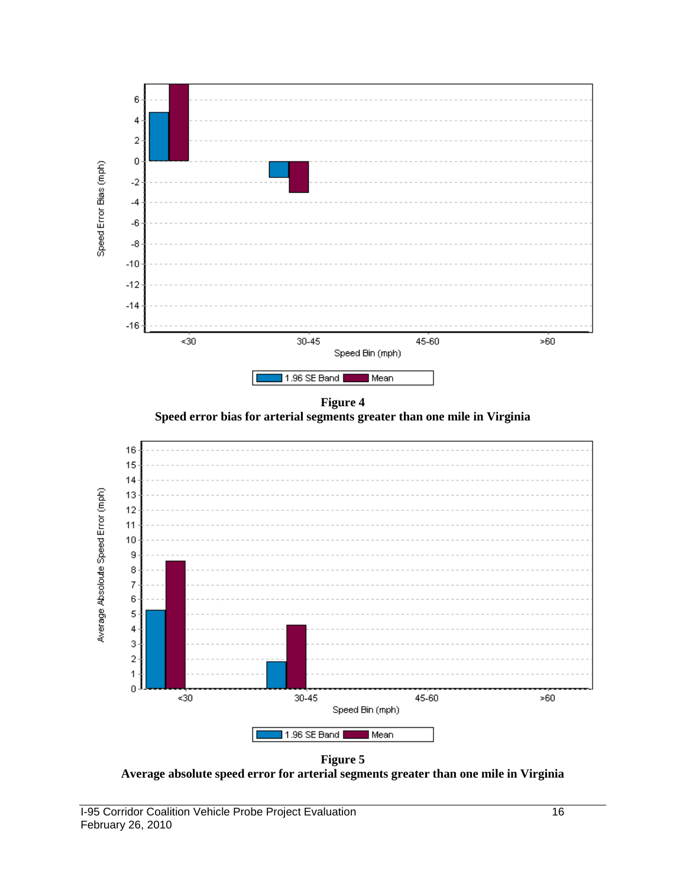Speed Error Bias (mph)

6
4
2
0
-2
-4
-6
-8
-10
-12
-14
-16

<30
30-45
45-60
>60

Speed Bin (mph)

1.96 SE Band
Mean

**Figure 4**
**Speed error bias for arterial segments greater than one mile in Virginia**

Average Absolute Speed Error (mph)

16
15
14
13
12
11
10
9
8
7
6
5
4
3
2
1
0

<30
30-45
45-60
>60

Speed Bin (mph)

1.96 SE Band
Mean

**Figure 5**
**Average absolute speed error for arterial segments greater than one mile in Virginia**